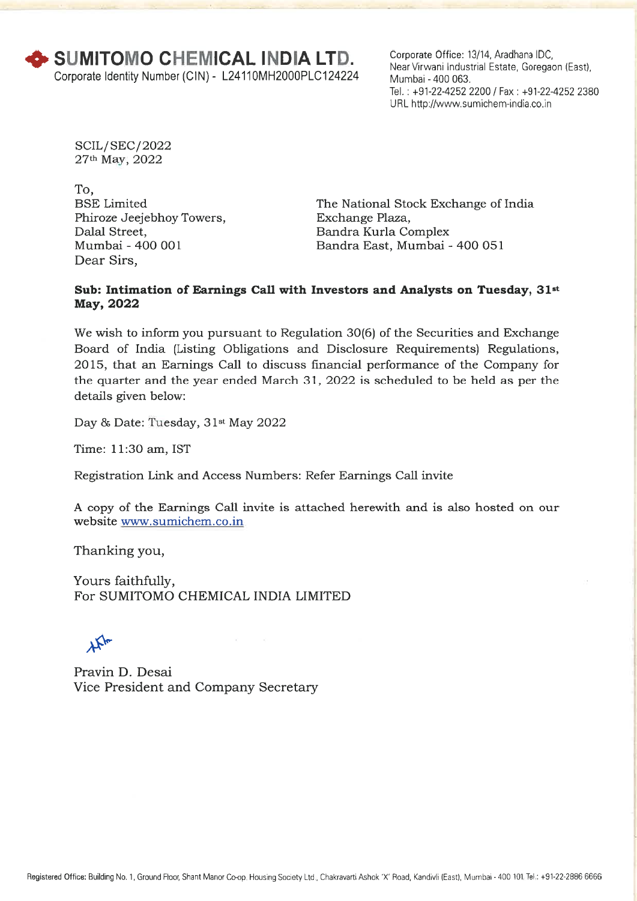# SUMITOMO CHEMICAL INDIA LTD.

Corporate Identity Number (CIN) - L24110MH2000PLC124224

Corporate Office: 13/14, Aradhana IDC, Near Virwani Industrial Estate, Goregaon (East), Mumbai - 400 063.
Tel. : +91-22-4252 2200 / Fax : +91-22-4252 2380
URL http://www.sumichem-india.co.in

SCIL/SEC/2022
27th May, 2022

To,

BSE Limited
Phiroze Jeejebhoy Towers,
Dalal Street,
Mumbai - 400 001

The National Stock Exchange of India
Exchange Plaza,
Bandra Kurla Complex
Bandra East, Mumbai - 400 051

Dear Sirs,

**Sub: Intimation of Earnings Call with Investors and Analysts on Tuesday, 31st May, 2022**

We wish to inform you pursuant to Regulation 30(6) of the Securities and Exchange Board of India (Listing Obligations and Disclosure Requirements) Regulations, 2015, that an Earnings Call to discuss financial performance of the Company for the quarter and the year ended March 31, 2022 is scheduled to be held as per the details given below:

Day & Date: Tuesday, 31st May 2022

Time: 11:30 am, IST

Registration Link and Access Numbers: Refer Earnings Call invite

A copy of the Earnings Call invite is attached herewith and is also hosted on our website www.sumichem.co.in

Thanking you,

Yours faithfully,
For SUMITOMO CHEMICAL INDIA LIMITED

Pravin D. Desai
Vice President and Company Secretary

Registered Office: Building No. 1, Ground Floor, Shant Manor Co-op. Housing Society Ltd., Chakravarti Ashok 'X' Road, Kandivli (East), Mumbai - 400 101. Tel.: +91-22-2886 6666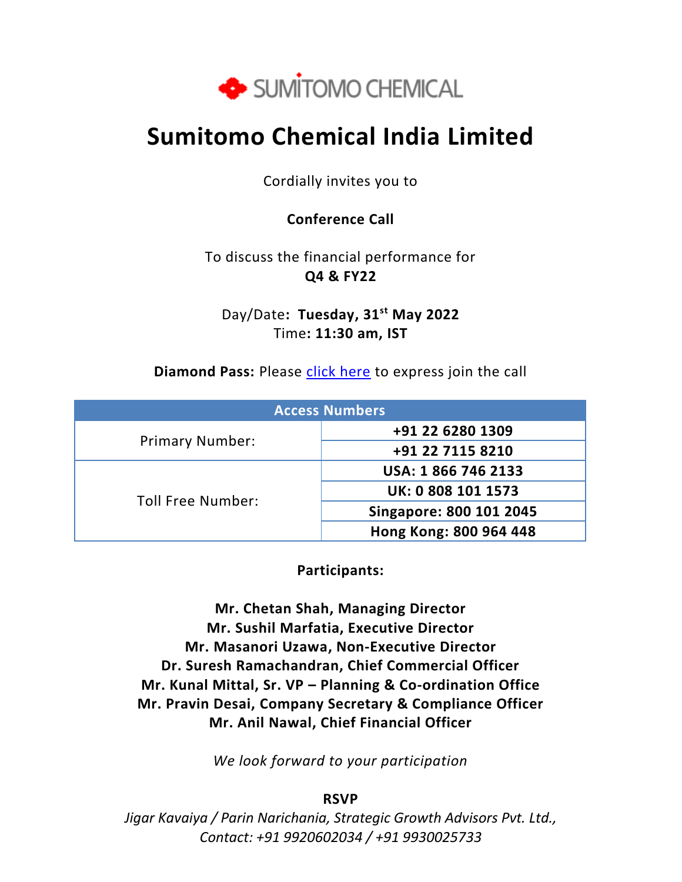SUMITOMO CHEMICAL

# Sumitomo Chemical India Limited

Cordially invites you to

**Conference Call**

To discuss the financial performance for
**Q4 & FY22**

Day/Date**: Tuesday, 31st May 2022**
Time**: 11:30 am, IST**

**Diamond Pass:** Please click here to express join the call

| Access Numbers | |
|---|---|
| Primary Number: | **+91 22 6280 1309** |
| | **+91 22 7115 8210** |
| Toll Free Number: | **USA: 1 866 746 2133** |
| | **UK: 0 808 101 1573** |
| | **Singapore: 800 101 2045** |
| | **Hong Kong: 800 964 448** |

**Participants:**

**Mr. Chetan Shah, Managing Director**
**Mr. Sushil Marfatia, Executive Director**
**Mr. Masanori Uzawa, Non-Executive Director**
**Dr. Suresh Ramachandran, Chief Commercial Officer**
**Mr. Kunal Mittal, Sr. VP – Planning & Co-ordination Office**
**Mr. Pravin Desai, Company Secretary & Compliance Officer**
**Mr. Anil Nawal, Chief Financial Officer**

*We look forward to your participation*

**RSVP**
*Jigar Kavaiya / Parin Narichania, Strategic Growth Advisors Pvt. Ltd.,*
*Contact: +91 9920602034 / +91 9930025733*